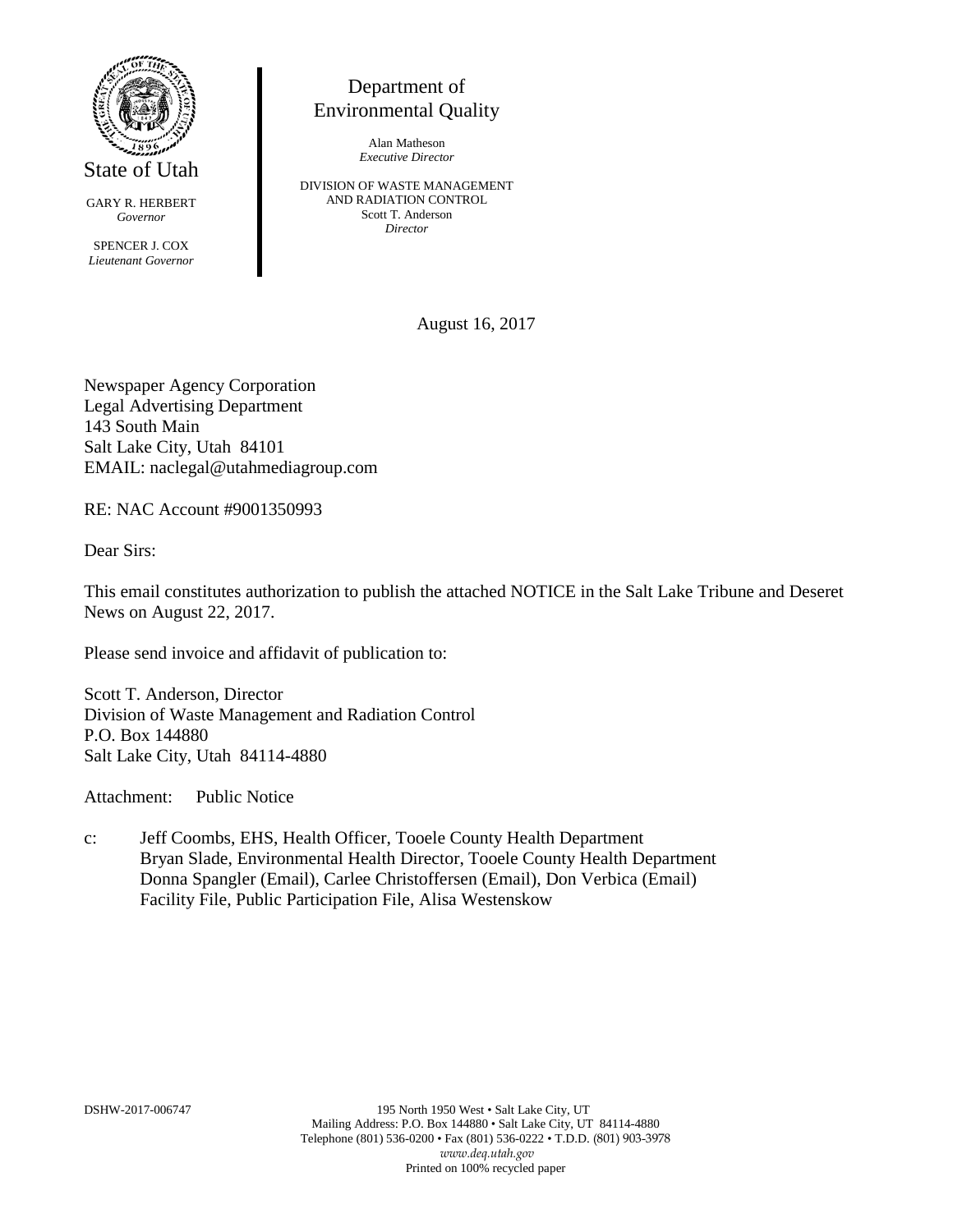State of Utah

GARY R. HERBERT
*Governor*

SPENCER J. COX
*Lieutenant Governor*

Department of
Environmental Quality

Alan Matheson
*Executive Director*

DIVISION OF WASTE MANAGEMENT
AND RADIATION CONTROL
Scott T. Anderson
*Director*

August 16, 2017

Newspaper Agency Corporation
Legal Advertising Department
143 South Main
Salt Lake City, Utah 84101
EMAIL: naclegal@utahmediagroup.com

RE: NAC Account #9001350993

Dear Sirs:

This email constitutes authorization to publish the attached NOTICE in the Salt Lake Tribune and Deseret News on August 22, 2017.

Please send invoice and affidavit of publication to:

Scott T. Anderson, Director
Division of Waste Management and Radiation Control
P.O. Box 144880
Salt Lake City, Utah 84114-4880

Attachment: Public Notice

c: Jeff Coombs, EHS, Health Officer, Tooele County Health Department
Bryan Slade, Environmental Health Director, Tooele County Health Department
Donna Spangler (Email), Carlee Christoffersen (Email), Don Verbica (Email)
Facility File, Public Participation File, Alisa Westenskow

DSHW-2017-006747

195 North 1950 West • Salt Lake City, UT
Mailing Address: P.O. Box 144880 • Salt Lake City, UT 84114-4880
Telephone (801) 536-0200 • Fax (801) 536-0222 • T.D.D. (801) 903-3978
*www.deq.utah.gov*
Printed on 100% recycled paper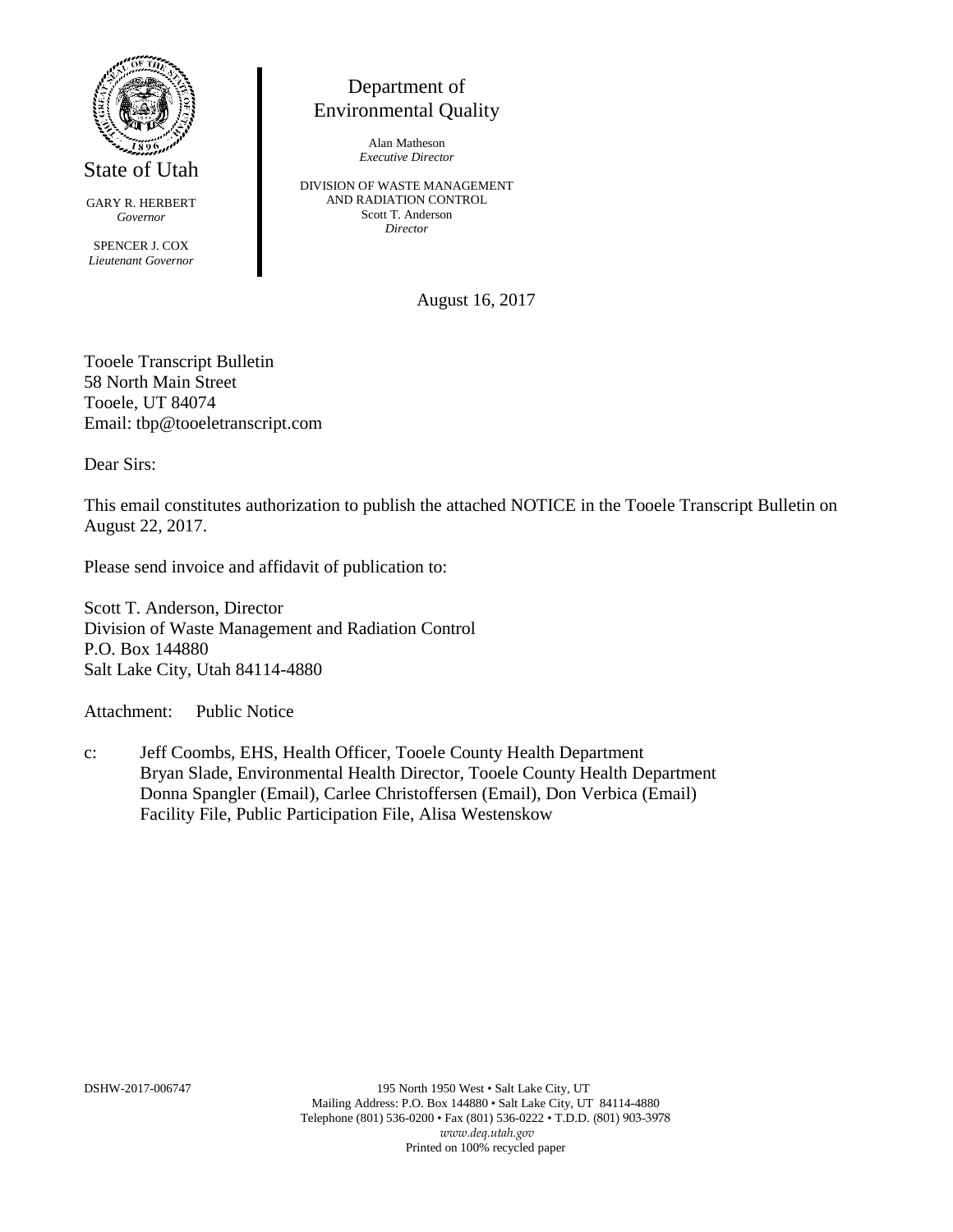State of Utah

GARY R. HERBERT
*Governor*

SPENCER J. COX
*Lieutenant Governor*

Department of
Environmental Quality

Alan Matheson
*Executive Director*

DIVISION OF WASTE MANAGEMENT
AND RADIATION CONTROL
Scott T. Anderson
*Director*

August 16, 2017

Tooele Transcript Bulletin
58 North Main Street
Tooele, UT 84074
Email: tbp@tooeletranscript.com

Dear Sirs:

This email constitutes authorization to publish the attached NOTICE in the Tooele Transcript Bulletin on August 22, 2017.

Please send invoice and affidavit of publication to:

Scott T. Anderson, Director
Division of Waste Management and Radiation Control
P.O. Box 144880
Salt Lake City, Utah 84114-4880

Attachment: Public Notice

c: Jeff Coombs, EHS, Health Officer, Tooele County Health Department
Bryan Slade, Environmental Health Director, Tooele County Health Department
Donna Spangler (Email), Carlee Christoffersen (Email), Don Verbica (Email)
Facility File, Public Participation File, Alisa Westenskow

DSHW-2017-006747

195 North 1950 West • Salt Lake City, UT
Mailing Address: P.O. Box 144880 • Salt Lake City, UT 84114-4880
Telephone (801) 536-0200 • Fax (801) 536-0222 • T.D.D. (801) 903-3978
*www.deq.utah.gov*
Printed on 100% recycled paper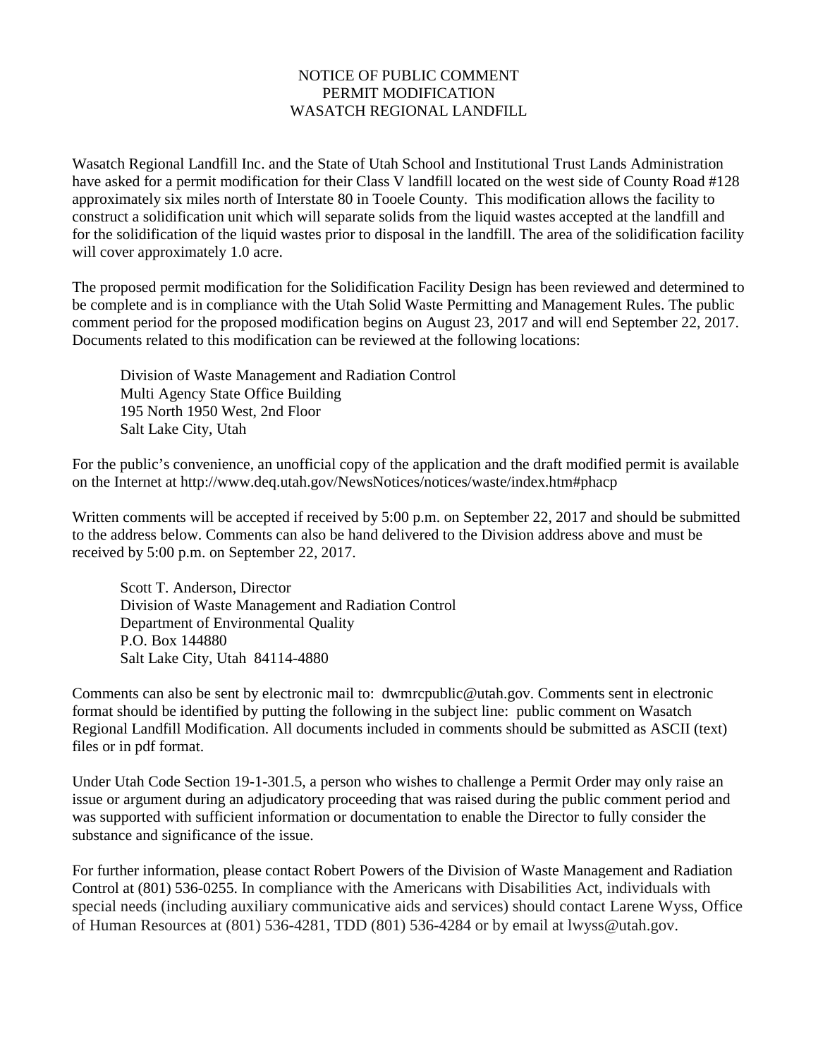# NOTICE OF PUBLIC COMMENT
# PERMIT MODIFICATION
# WASATCH REGIONAL LANDFILL

Wasatch Regional Landfill Inc. and the State of Utah School and Institutional Trust Lands Administration have asked for a permit modification for their Class V landfill located on the west side of County Road #128 approximately six miles north of Interstate 80 in Tooele County. This modification allows the facility to construct a solidification unit which will separate solids from the liquid wastes accepted at the landfill and for the solidification of the liquid wastes prior to disposal in the landfill. The area of the solidification facility will cover approximately 1.0 acre.

The proposed permit modification for the Solidification Facility Design has been reviewed and determined to be complete and is in compliance with the Utah Solid Waste Permitting and Management Rules. The public comment period for the proposed modification begins on August 23, 2017 and will end September 22, 2017. Documents related to this modification can be reviewed at the following locations:

Division of Waste Management and Radiation Control
Multi Agency State Office Building
195 North 1950 West, 2nd Floor
Salt Lake City, Utah

For the public's convenience, an unofficial copy of the application and the draft modified permit is available on the Internet at http://www.deq.utah.gov/NewsNotices/notices/waste/index.htm#phacp

Written comments will be accepted if received by 5:00 p.m. on September 22, 2017 and should be submitted to the address below. Comments can also be hand delivered to the Division address above and must be received by 5:00 p.m. on September 22, 2017.

Scott T. Anderson, Director
Division of Waste Management and Radiation Control
Department of Environmental Quality
P.O. Box 144880
Salt Lake City, Utah 84114-4880

Comments can also be sent by electronic mail to: dwmrcpublic@utah.gov. Comments sent in electronic format should be identified by putting the following in the subject line: public comment on Wasatch Regional Landfill Modification. All documents included in comments should be submitted as ASCII (text) files or in pdf format.

Under Utah Code Section 19-1-301.5, a person who wishes to challenge a Permit Order may only raise an issue or argument during an adjudicatory proceeding that was raised during the public comment period and was supported with sufficient information or documentation to enable the Director to fully consider the substance and significance of the issue.

For further information, please contact Robert Powers of the Division of Waste Management and Radiation Control at (801) 536-0255. In compliance with the Americans with Disabilities Act, individuals with special needs (including auxiliary communicative aids and services) should contact Larene Wyss, Office of Human Resources at (801) 536-4281, TDD (801) 536-4284 or by email at lwyss@utah.gov.